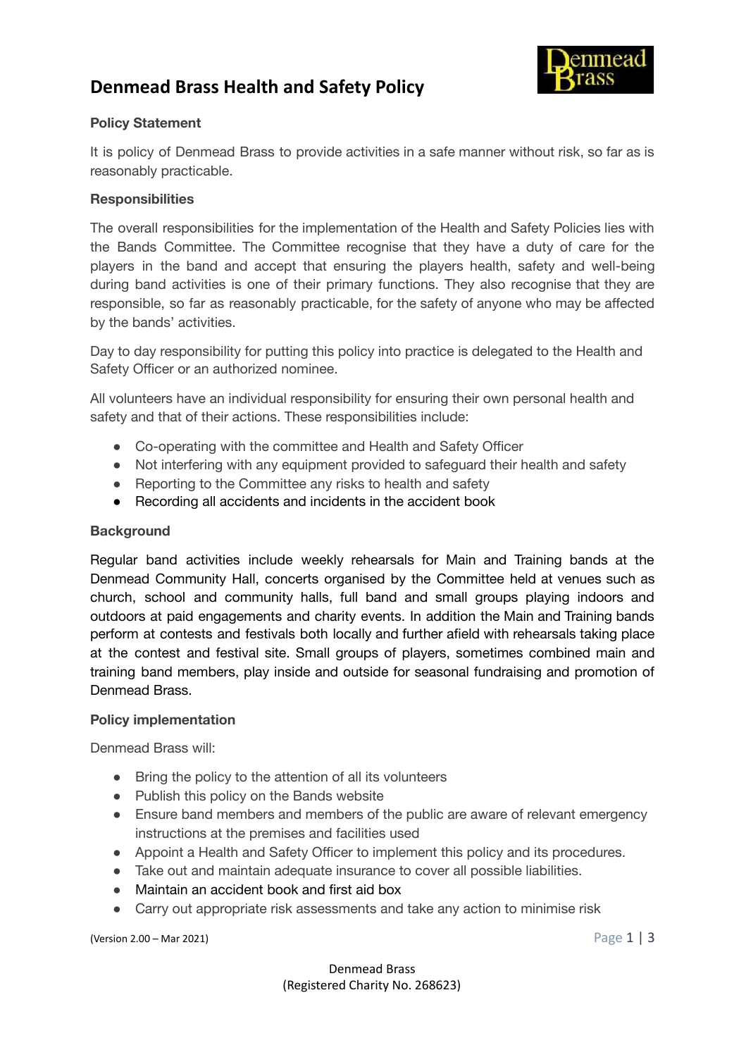# Denmead Brass Health and Safety Policy

**Policy Statement**

It is policy of Denmead Brass to provide activities in a safe manner without risk, so far as is reasonably practicable.

**Responsibilities**

The overall responsibilities for the implementation of the Health and Safety Policies lies with the Bands Committee. The Committee recognise that they have a duty of care for the players in the band and accept that ensuring the players health, safety and well-being during band activities is one of their primary functions. They also recognise that they are responsible, so far as reasonably practicable, for the safety of anyone who may be affected by the bands' activities.

Day to day responsibility for putting this policy into practice is delegated to the Health and Safety Officer or an authorized nominee.

All volunteers have an individual responsibility for ensuring their own personal health and safety and that of their actions. These responsibilities include:

- Co-operating with the committee and Health and Safety Officer
- Not interfering with any equipment provided to safeguard their health and safety
- Reporting to the Committee any risks to health and safety
- Recording all accidents and incidents in the accident book

**Background**

Regular band activities include weekly rehearsals for Main and Training bands at the Denmead Community Hall, concerts organised by the Committee held at venues such as church, school and community halls, full band and small groups playing indoors and outdoors at paid engagements and charity events. In addition the Main and Training bands perform at contests and festivals both locally and further afield with rehearsals taking place at the contest and festival site. Small groups of players, sometimes combined main and training band members, play inside and outside for seasonal fundraising and promotion of Denmead Brass.

**Policy implementation**

Denmead Brass will:

- Bring the policy to the attention of all its volunteers
- Publish this policy on the Bands website
- Ensure band members and members of the public are aware of relevant emergency instructions at the premises and facilities used
- Appoint a Health and Safety Officer to implement this policy and its procedures.
- Take out and maintain adequate insurance to cover all possible liabilities.
- Maintain an accident book and first aid box
- Carry out appropriate risk assessments and take any action to minimise risk

(Version 2.00 – Mar 2021)

Denmead Brass
(Registered Charity No. 268623)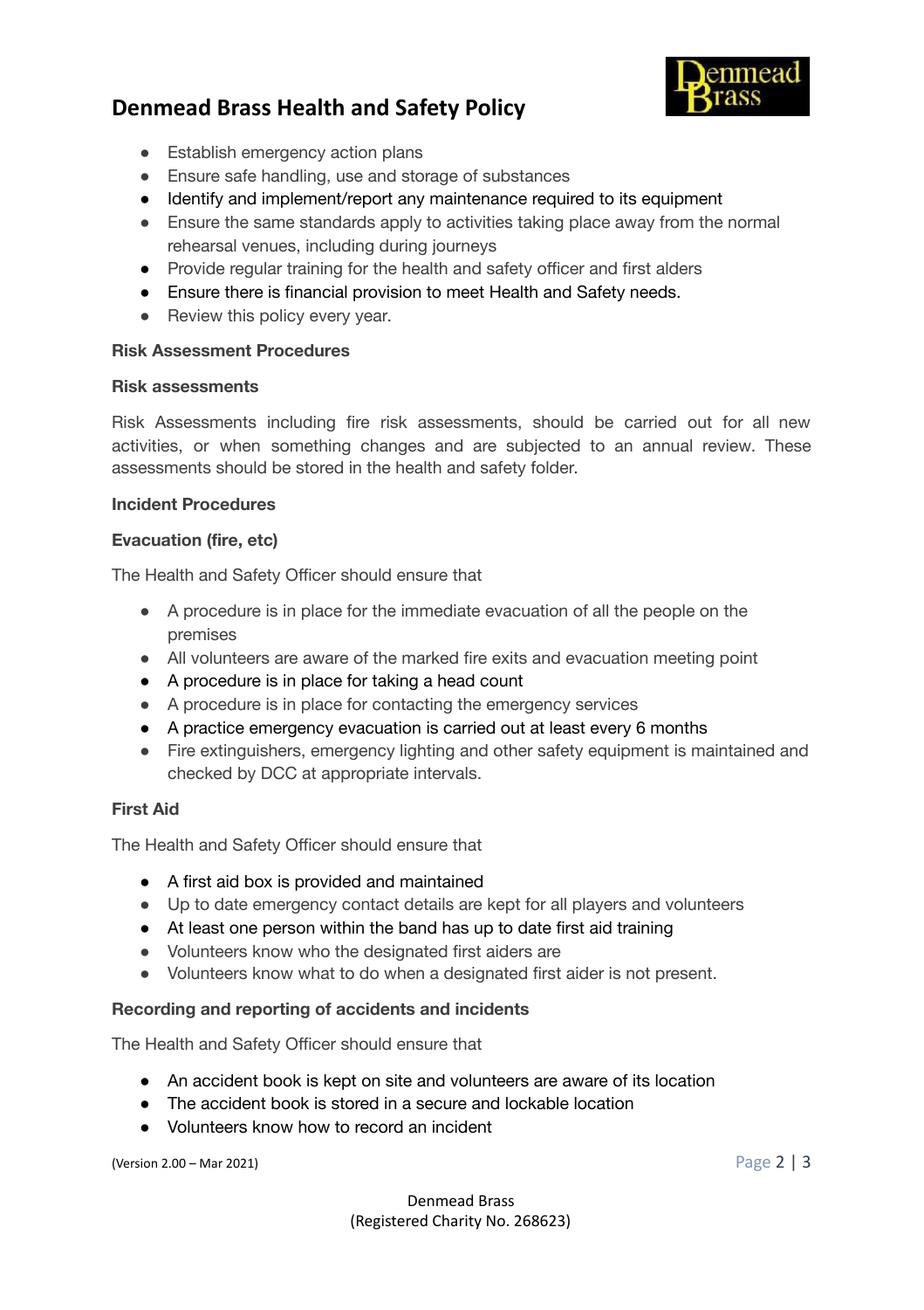- Establish emergency action plans
- Ensure safe handling, use and storage of substances
- Identify and implement/report any maintenance required to its equipment
- Ensure the same standards apply to activities taking place away from the normal rehearsal venues, including during journeys
- Provide regular training for the health and safety officer and first alders
- Ensure there is financial provision to meet Health and Safety needs.
- Review this policy every year.

**Risk Assessment Procedures**

**Risk assessments**

Risk Assessments including fire risk assessments, should be carried out for all new activities, or when something changes and are subjected to an annual review. These assessments should be stored in the health and safety folder.

**Incident Procedures**

**Evacuation (fire, etc)**

The Health and Safety Officer should ensure that

- A procedure is in place for the immediate evacuation of all the people on the premises
- All volunteers are aware of the marked fire exits and evacuation meeting point
- A procedure is in place for taking a head count
- A procedure is in place for contacting the emergency services
- A practice emergency evacuation is carried out at least every 6 months
- Fire extinguishers, emergency lighting and other safety equipment is maintained and checked by DCC at appropriate intervals.

**First Aid**

The Health and Safety Officer should ensure that

- A first aid box is provided and maintained
- Up to date emergency contact details are kept for all players and volunteers
- At least one person within the band has up to date first aid training
- Volunteers know who the designated first aiders are
- Volunteers know what to do when a designated first aider is not present.

**Recording and reporting of accidents and incidents**

The Health and Safety Officer should ensure that

- An accident book is kept on site and volunteers are aware of its location
- The accident book is stored in a secure and lockable location
- Volunteers know how to record an incident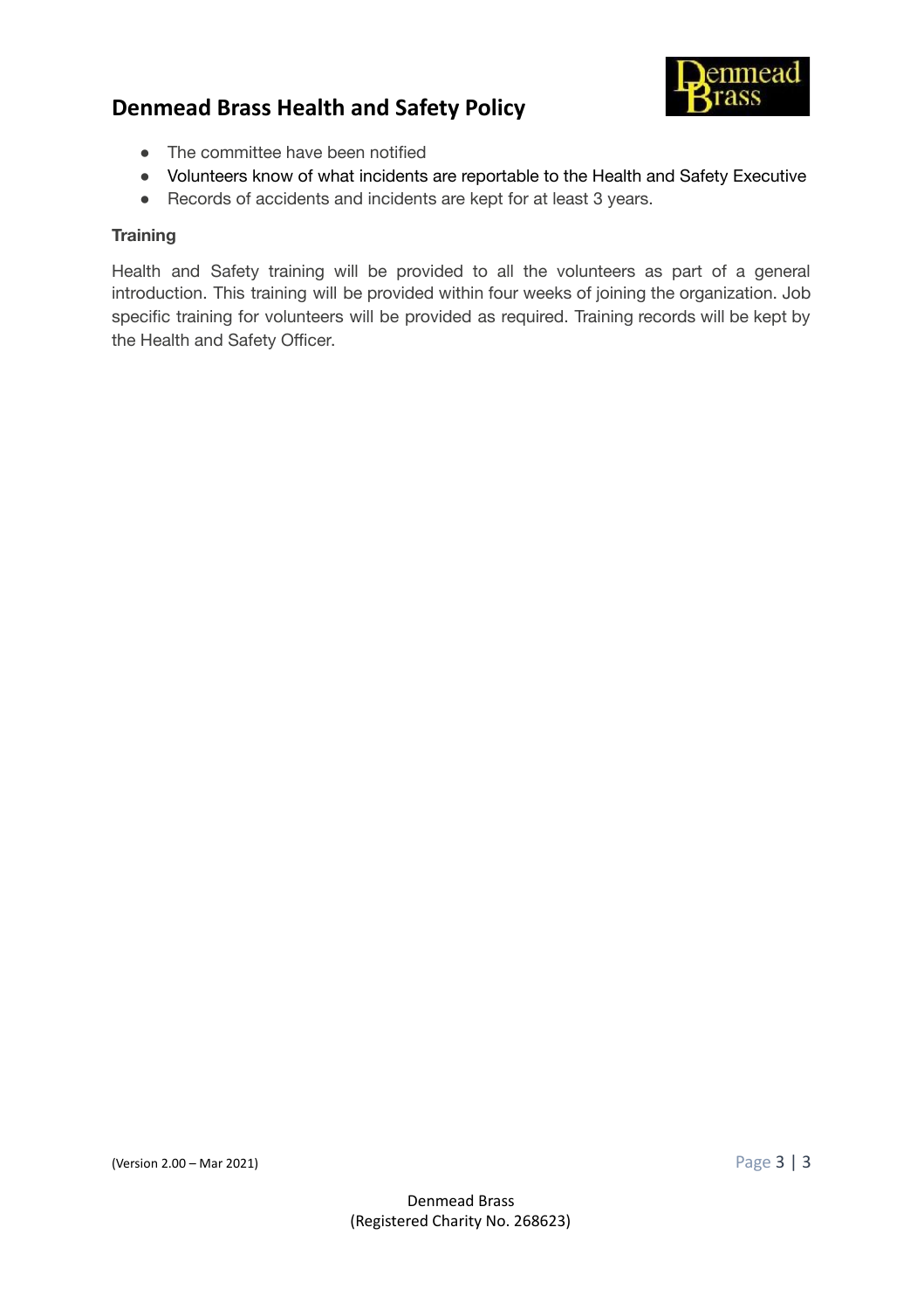- The committee have been notified
- Volunteers know of what incidents are reportable to the Health and Safety Executive
- Records of accidents and incidents are kept for at least 3 years.

**Training**

Health and Safety training will be provided to all the volunteers as part of a general introduction. This training will be provided within four weeks of joining the organization. Job specific training for volunteers will be provided as required. Training records will be kept by the Health and Safety Officer.